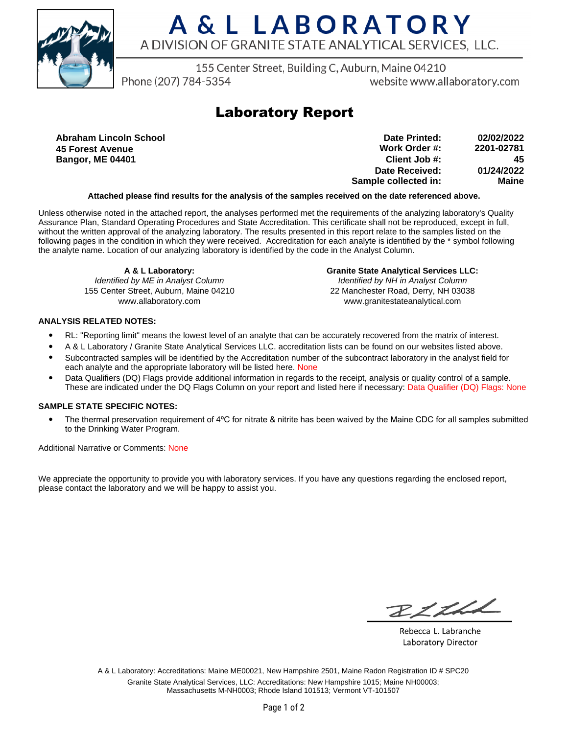# A & L LABORATORY

A DIVISION OF GRANITE STATE ANALYTICAL SERVICES, LLC.

155 Center Street, Building C, Auburn, Maine 04210
Phone (207) 784-5354 website www.allaboratory.com

## Laboratory Report

**Abraham Lincoln School**
**45 Forest Avenue**
**Bangor, ME 04401**

| | |
|---|---|
| **Date Printed:** | **02/02/2022** |
| **Work Order #:** | **2201-02781** |
| **Client Job #:** | **45** |
| **Date Received:** | **01/24/2022** |
| **Sample collected in:** | **Maine** |

**Attached please find results for the analysis of the samples received on the date referenced above.**

Unless otherwise noted in the attached report, the analyses performed met the requirements of the analyzing laboratory's Quality Assurance Plan, Standard Operating Procedures and State Accreditation. This certificate shall not be reproduced, except in full, without the written approval of the analyzing laboratory. The results presented in this report relate to the samples listed on the following pages in the condition in which they were received. Accreditation for each analyte is identified by the * symbol following the analyte name. Location of our analyzing laboratory is identified by the code in the Analyst Column.

**A & L Laboratory:**
*Identified by ME in Analyst Column*
155 Center Street, Auburn, Maine 04210
www.allaboratory.com

**Granite State Analytical Services LLC:**
*Identified by NH in Analyst Column*
22 Manchester Road, Derry, NH 03038
www.granitestateanalytical.com

**ANALYSIS RELATED NOTES:**

- RL: "Reporting limit" means the lowest level of an analyte that can be accurately recovered from the matrix of interest.
- A & L Laboratory / Granite State Analytical Services LLC. accreditation lists can be found on our websites listed above.
- Subcontracted samples will be identified by the Accreditation number of the subcontract laboratory in the analyst field for each analyte and the appropriate laboratory will be listed here. None
- Data Qualifiers (DQ) Flags provide additional information in regards to the receipt, analysis or quality control of a sample. These are indicated under the DQ Flags Column on your report and listed here if necessary: Data Qualifier (DQ) Flags: None

**SAMPLE STATE SPECIFIC NOTES:**

- The thermal preservation requirement of 4ºC for nitrate & nitrite has been waived by the Maine CDC for all samples submitted to the Drinking Water Program.

Additional Narrative or Comments: None

We appreciate the opportunity to provide you with laboratory services. If you have any questions regarding the enclosed report, please contact the laboratory and we will be happy to assist you.

Rebecca L. Labranche
Laboratory Director

A & L Laboratory: Accreditations: Maine ME00021, New Hampshire 2501, Maine Radon Registration ID # SPC20
Granite State Analytical Services, LLC: Accreditations: New Hampshire 1015; Maine NH00003; Massachusetts M-NH0003; Rhode Island 101513; Vermont VT-101507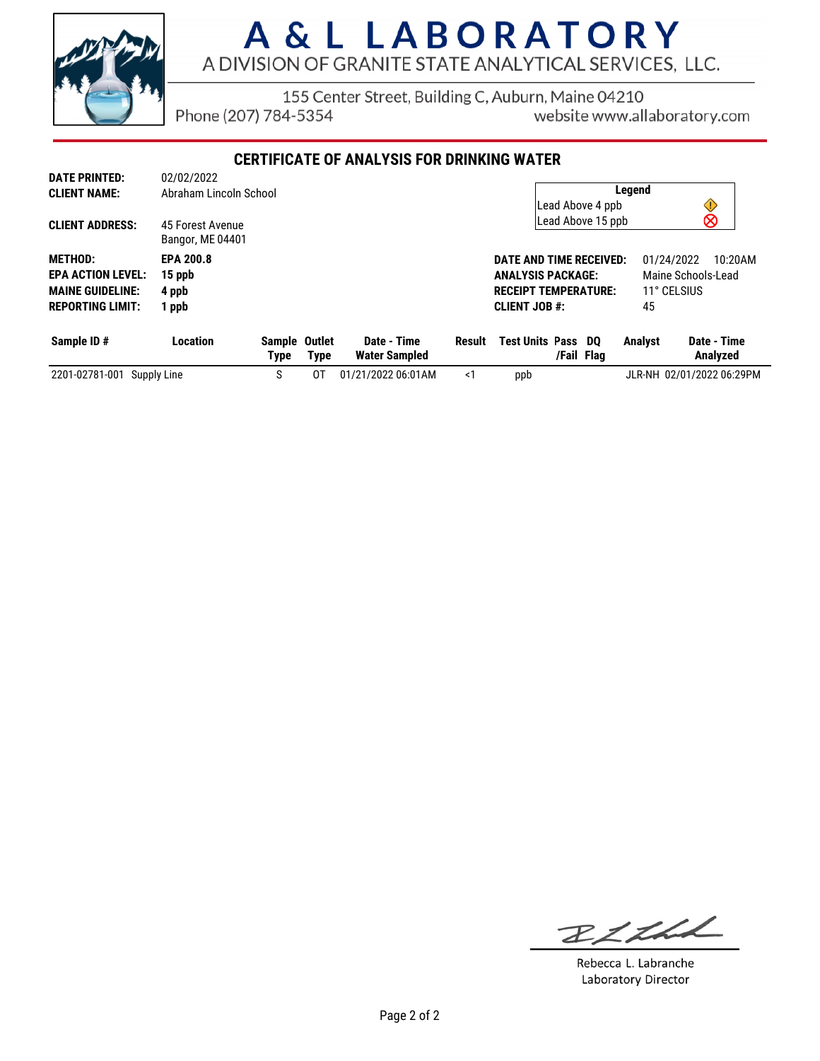# A & L LABORATORY

A DIVISION OF GRANITE STATE ANALYTICAL SERVICES, LLC.

155 Center Street, Building C, Auburn, Maine 04210

Phone (207) 784-5354 website www.allaboratory.com

## CERTIFICATE OF ANALYSIS FOR DRINKING WATER

**DATE PRINTED:** 02/02/2022

**CLIENT NAME:** Abraham Lincoln School

**CLIENT ADDRESS:** 45 Forest Avenue, Bangor, ME 04401

| Legend | |
|---|---|
| Lead Above 4 ppb | ⚠ |
| Lead Above 15 ppb | ⊗ |

**METHOD:** EPA 200.8

**EPA ACTION LEVEL:** 15 ppb

**MAINE GUIDELINE:** 4 ppb

**REPORTING LIMIT:** 1 ppb

**DATE AND TIME RECEIVED:** 01/24/2022 10:20AM

**ANALYSIS PACKAGE:** Maine Schools-Lead

**RECEIPT TEMPERATURE:** 11° CELSIUS

**CLIENT JOB #:** 45

| Sample ID # | Location | Sample Type | Outlet Type | Date - Time Water Sampled | Result | Test Units | Pass /Fail | DQ Flag | Analyst | Date - Time Analyzed |
|---|---|---|---|---|---|---|---|---|---|---|
| 2201-02781-001 | Supply Line | S | OT | 01/21/2022 06:01AM | <1 | ppb | | | JLR-NH | 02/01/2022 06:29PM |

Rebecca L. Labranche
Laboratory Director